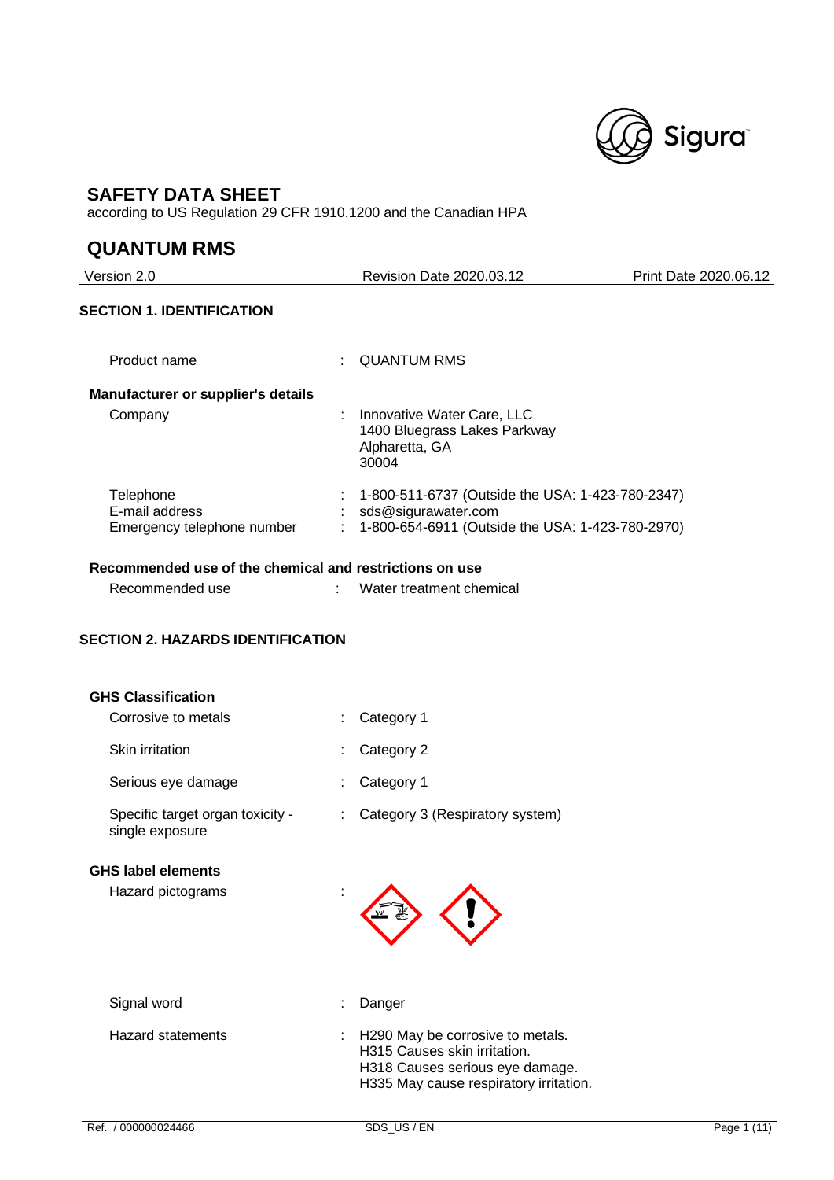# SAFETY DATA SHEET

according to US Regulation 29 CFR 1910.1200 and the Canadian HPA

# QUANTUM RMS

| Version 2.0 | Revision Date 2020.03.12 | Print Date 2020.06.12 |
|---|---|---|

## SECTION 1. IDENTIFICATION

Product name : QUANTUM RMS

**Manufacturer or supplier's details**

Company : Innovative Water Care, LLC
1400 Bluegrass Lakes Parkway
Alpharetta, GA
30004

Telephone : 1-800-511-6737 (Outside the USA: 1-423-780-2347)
E-mail address : sds@sigurawater.com
Emergency telephone number : 1-800-654-6911 (Outside the USA: 1-423-780-2970)

**Recommended use of the chemical and restrictions on use**

Recommended use : Water treatment chemical

## SECTION 2. HAZARDS IDENTIFICATION

**GHS Classification**

Corrosive to metals : Category 1

Skin irritation : Category 2

Serious eye damage : Category 1

Specific target organ toxicity - single exposure : Category 3 (Respiratory system)

**GHS label elements**

Hazard pictograms :

Signal word : Danger

Hazard statements : H290 May be corrosive to metals.
H315 Causes skin irritation.
H318 Causes serious eye damage.
H335 May cause respiratory irritation.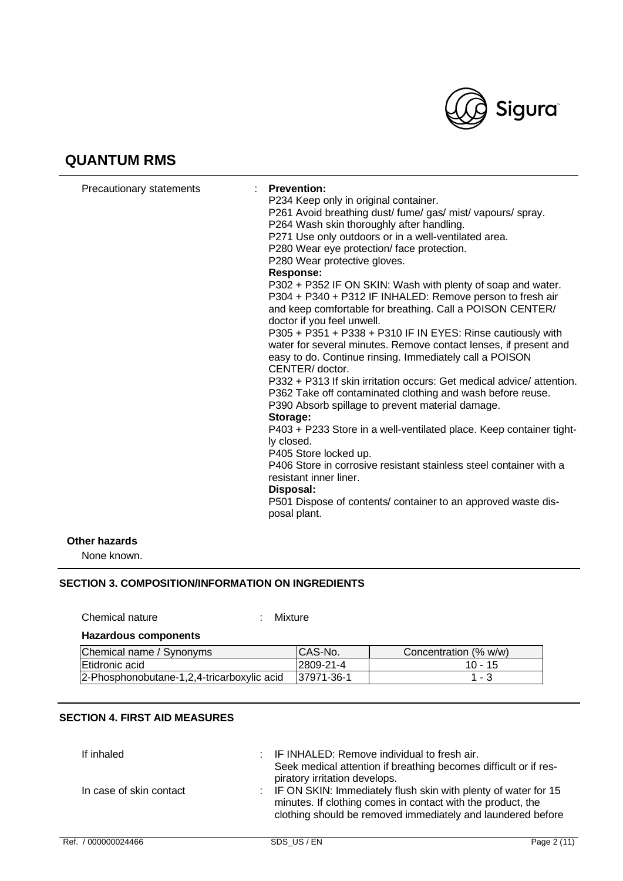## QUANTUM RMS

Precautionary statements : **Prevention:**

P234 Keep only in original container.
P261 Avoid breathing dust/ fume/ gas/ mist/ vapours/ spray.
P264 Wash skin thoroughly after handling.
P271 Use only outdoors or in a well-ventilated area.
P280 Wear eye protection/ face protection.
P280 Wear protective gloves.

**Response:**

P302 + P352 IF ON SKIN: Wash with plenty of soap and water.
P304 + P340 + P312 IF INHALED: Remove person to fresh air and keep comfortable for breathing. Call a POISON CENTER/ doctor if you feel unwell.
P305 + P351 + P338 + P310 IF IN EYES: Rinse cautiously with water for several minutes. Remove contact lenses, if present and easy to do. Continue rinsing. Immediately call a POISON CENTER/ doctor.
P332 + P313 If skin irritation occurs: Get medical advice/ attention.
P362 Take off contaminated clothing and wash before reuse.
P390 Absorb spillage to prevent material damage.

**Storage:**

P403 + P233 Store in a well-ventilated place. Keep container tightly closed.
P405 Store locked up.
P406 Store in corrosive resistant stainless steel container with a resistant inner liner.

**Disposal:**

P501 Dispose of contents/ container to an approved waste disposal plant.

**Other hazards**

None known.

### SECTION 3. COMPOSITION/INFORMATION ON INGREDIENTS

Chemical nature : Mixture

**Hazardous components**

| Chemical name / Synonyms | CAS-No. | Concentration (% w/w) |
|---|---|---|
| Etidronic acid | 2809-21-4 | 10 - 15 |
| 2-Phosphonobutane-1,2,4-tricarboxylic acid | 37971-36-1 | 1 - 3 |

### SECTION 4. FIRST AID MEASURES

If inhaled : IF INHALED: Remove individual to fresh air. Seek medical attention if breathing becomes difficult or if respiratory irritation develops.

In case of skin contact : IF ON SKIN: Immediately flush skin with plenty of water for 15 minutes. If clothing comes in contact with the product, the clothing should be removed immediately and laundered before

Ref. / 000000024466 SDS_US / EN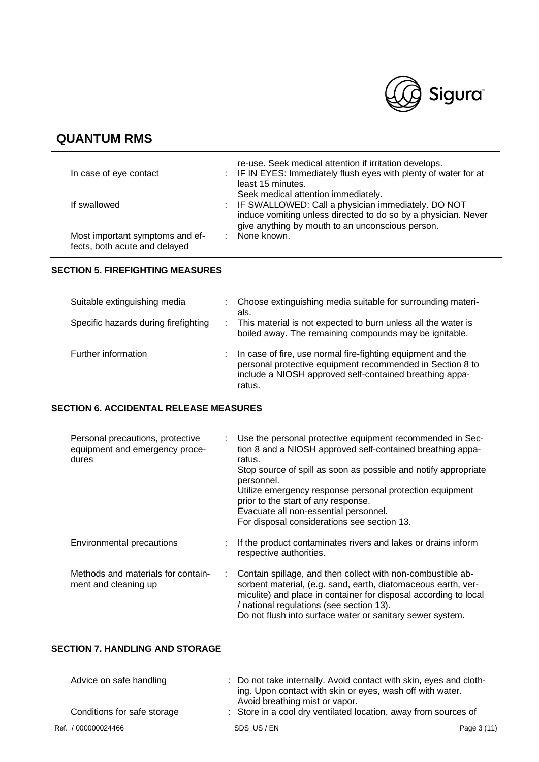|  |  |
| --- | --- |
|  | re-use. Seek medical attention if irritation develops. |
| In case of eye contact | : IF IN EYES: Immediately flush eyes with plenty of water for at least 15 minutes.<br>Seek medical attention immediately. |
| If swallowed | : IF SWALLOWED: Call a physician immediately. DO NOT induce vomiting unless directed to do so by a physician. Never give anything by mouth to an unconscious person. |
| Most important symptoms and effects, both acute and delayed | : None known. |

## SECTION 5. FIREFIGHTING MEASURES

|  |  |
| --- | --- |
| Suitable extinguishing media | : Choose extinguishing media suitable for surrounding materials. |
| Specific hazards during firefighting | : This material is not expected to burn unless all the water is boiled away. The remaining compounds may be ignitable. |
| Further information | : In case of fire, use normal fire-fighting equipment and the personal protective equipment recommended in Section 8 to include a NIOSH approved self-contained breathing apparatus. |

## SECTION 6. ACCIDENTAL RELEASE MEASURES

|  |  |
| --- | --- |
| Personal precautions, protective equipment and emergency procedures | : Use the personal protective equipment recommended in Section 8 and a NIOSH approved self-contained breathing apparatus.<br>Stop source of spill as soon as possible and notify appropriate personnel.<br>Utilize emergency response personal protection equipment prior to the start of any response.<br>Evacuate all non-essential personnel.<br>For disposal considerations see section 13. |
| Environmental precautions | : If the product contaminates rivers and lakes or drains inform respective authorities. |
| Methods and materials for containment and cleaning up | : Contain spillage, and then collect with non-combustible absorbent material, (e.g. sand, earth, diatomaceous earth, vermiculite) and place in container for disposal according to local / national regulations (see section 13).<br>Do not flush into surface water or sanitary sewer system. |

## SECTION 7. HANDLING AND STORAGE

|  |  |
| --- | --- |
| Advice on safe handling | : Do not take internally. Avoid contact with skin, eyes and clothing. Upon contact with skin or eyes, wash off with water.<br>Avoid breathing mist or vapor. |
| Conditions for safe storage | : Store in a cool dry ventilated location, away from sources of |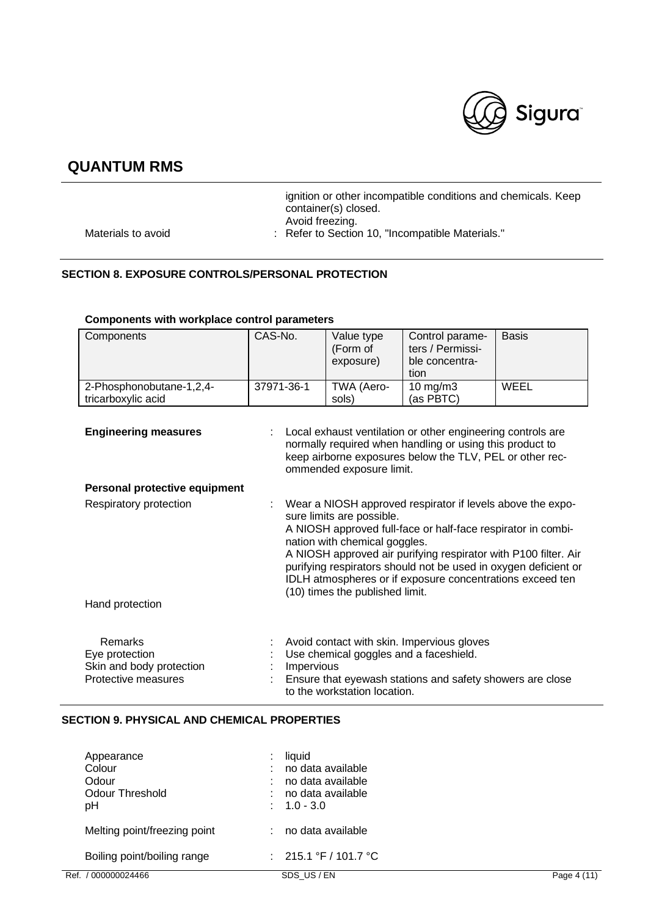|  |  |
|---|---|
|  | ignition or other incompatible conditions and chemicals. Keep container(s) closed.<br>Avoid freezing. |
| Materials to avoid | : Refer to Section 10, "Incompatible Materials." |

## SECTION 8. EXPOSURE CONTROLS/PERSONAL PROTECTION

**Components with workplace control parameters**

| Components | CAS-No. | Value type (Form of exposure) | Control parameters / Permissible concentration | Basis |
|---|---|---|---|---|
| 2-Phosphonobutane-1,2,4-tricarboxylic acid | 37971-36-1 | TWA (Aerosols) | 10 mg/m3 (as PBTC) | WEEL |

**Engineering measures** : Local exhaust ventilation or other engineering controls are normally required when handling or using this product to keep airborne exposures below the TLV, PEL or other recommended exposure limit.

**Personal protective equipment**

Respiratory protection : Wear a NIOSH approved respirator if levels above the exposure limits are possible.
A NIOSH approved full-face or half-face respirator in combination with chemical goggles.
A NIOSH approved air purifying respirator with P100 filter. Air purifying respirators should not be used in oxygen deficient or IDLH atmospheres or if exposure concentrations exceed ten (10) times the published limit.

Hand protection

Remarks : Avoid contact with skin. Impervious gloves

Eye protection : Use chemical goggles and a faceshield.

Skin and body protection : Impervious

Protective measures : Ensure that eyewash stations and safety showers are close to the workstation location.

## SECTION 9. PHYSICAL AND CHEMICAL PROPERTIES

| | |
|---|---|
| Appearance | : liquid |
| Colour | : no data available |
| Odour | : no data available |
| Odour Threshold | : no data available |
| pH | : 1.0 - 3.0 |
| Melting point/freezing point | : no data available |
| Boiling point/boiling range | : 215.1 °F / 101.7 °C |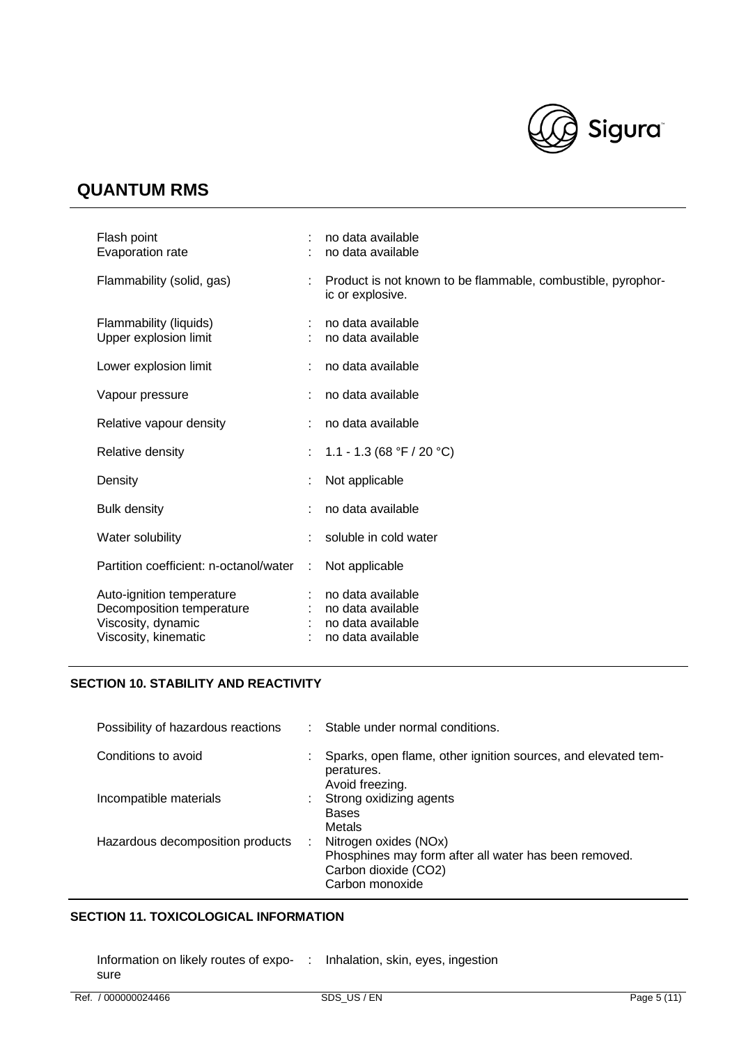# QUANTUM RMS

| | | |
|---|---|---|
| Flash point | : | no data available |
| Evaporation rate | : | no data available |
| Flammability (solid, gas) | : | Product is not known to be flammable, combustible, pyrophoric or explosive. |
| Flammability (liquids) | : | no data available |
| Upper explosion limit | : | no data available |
| Lower explosion limit | : | no data available |
| Vapour pressure | : | no data available |
| Relative vapour density | : | no data available |
| Relative density | : | 1.1 - 1.3 (68 °F / 20 °C) |
| Density | : | Not applicable |
| Bulk density | : | no data available |
| Water solubility | : | soluble in cold water |
| Partition coefficient: n-octanol/water | : | Not applicable |
| Auto-ignition temperature | : | no data available |
| Decomposition temperature | : | no data available |
| Viscosity, dynamic | : | no data available |
| Viscosity, kinematic | : | no data available |

## SECTION 10. STABILITY AND REACTIVITY

| | | |
|---|---|---|
| Possibility of hazardous reactions | : | Stable under normal conditions. |
| Conditions to avoid | : | Sparks, open flame, other ignition sources, and elevated temperatures.<br>Avoid freezing. |
| Incompatible materials | : | Strong oxidizing agents<br>Bases<br>Metals |
| Hazardous decomposition products | : | Nitrogen oxides (NOx)<br>Phosphines may form after all water has been removed.<br>Carbon dioxide ($CO_2$)<br>Carbon monoxide |

## SECTION 11. TOXICOLOGICAL INFORMATION

| | | |
|---|---|---|
| Information on likely routes of exposure | : | Inhalation, skin, eyes, ingestion |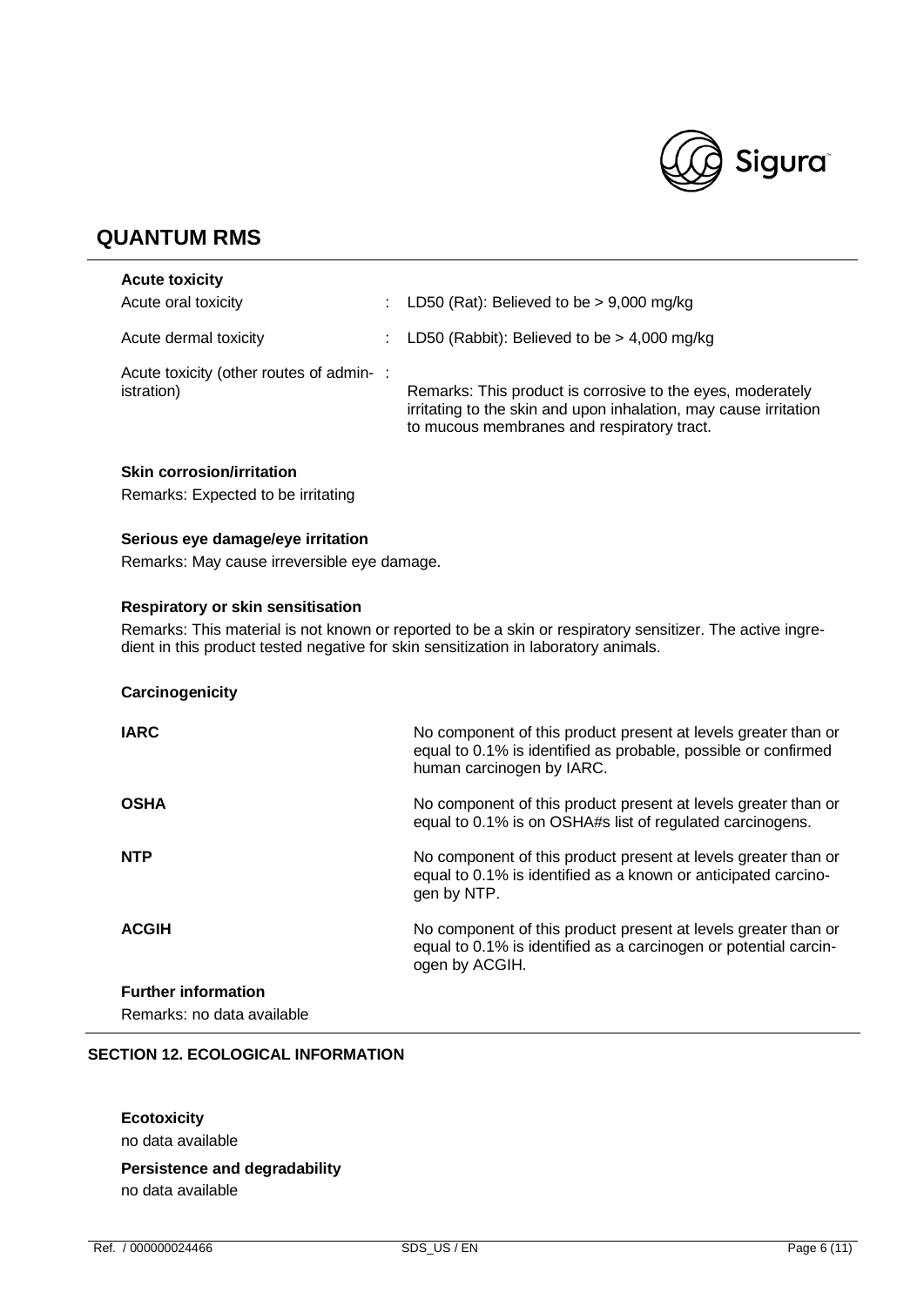## QUANTUM RMS

**Acute toxicity**

| | | |
|---|---|---|
| Acute oral toxicity | : | LD50 (Rat): Believed to be > 9,000 mg/kg |
| Acute dermal toxicity | : | LD50 (Rabbit): Believed to be > 4,000 mg/kg |
| Acute toxicity (other routes of administration) | : | Remarks: This product is corrosive to the eyes, moderately irritating to the skin and upon inhalation, may cause irritation to mucous membranes and respiratory tract. |

**Skin corrosion/irritation**

Remarks: Expected to be irritating

**Serious eye damage/eye irritation**

Remarks: May cause irreversible eye damage.

**Respiratory or skin sensitisation**

Remarks: This material is not known or reported to be a skin or respiratory sensitizer. The active ingredient in this product tested negative for skin sensitization in laboratory animals.

**Carcinogenicity**

| | |
|---|---|
| **IARC** | No component of this product present at levels greater than or equal to 0.1% is identified as probable, possible or confirmed human carcinogen by IARC. |
| **OSHA** | No component of this product present at levels greater than or equal to 0.1% is on OSHA#s list of regulated carcinogens. |
| **NTP** | No component of this product present at levels greater than or equal to 0.1% is identified as a known or anticipated carcinogen by NTP. |
| **ACGIH** | No component of this product present at levels greater than or equal to 0.1% is identified as a carcinogen or potential carcinogen by ACGIH. |

**Further information**

Remarks: no data available

## SECTION 12. ECOLOGICAL INFORMATION

**Ecotoxicity**

no data available

**Persistence and degradability**

no data available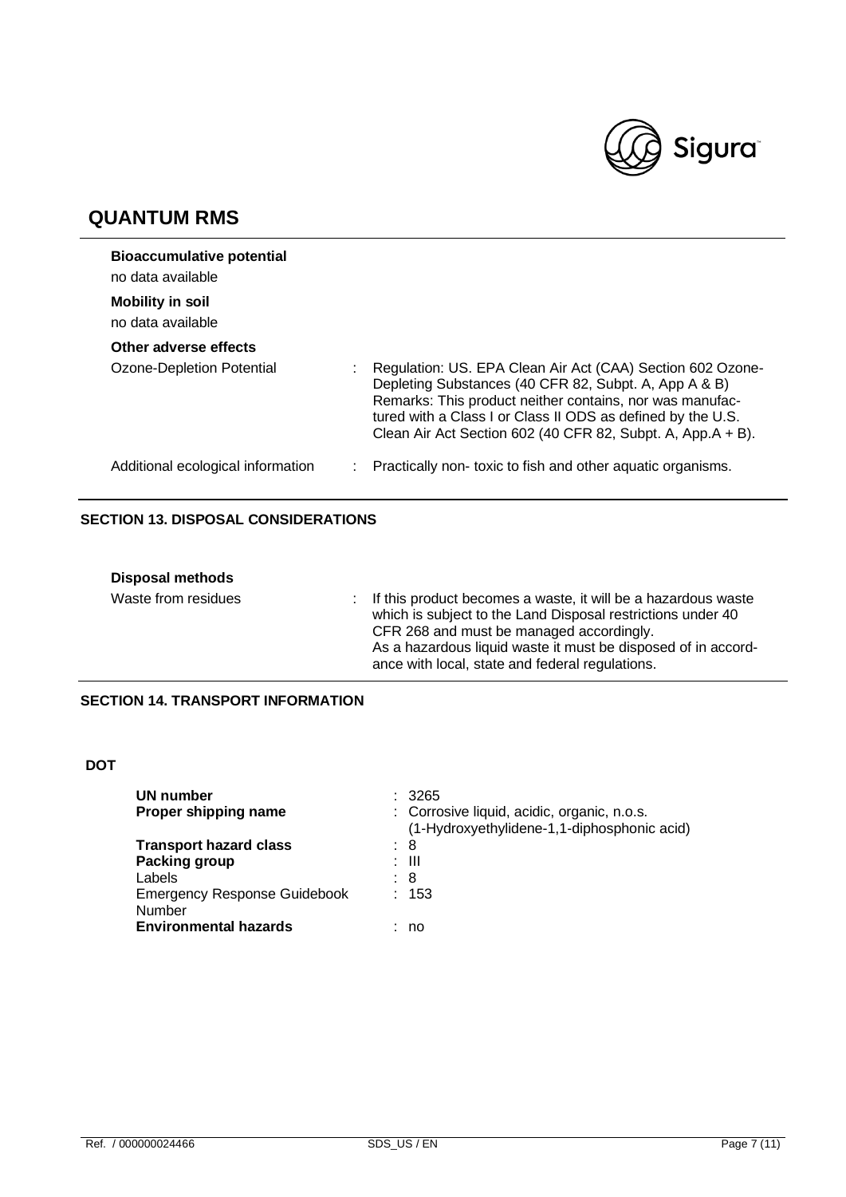## QUANTUM RMS

**Bioaccumulative potential**

no data available

**Mobility in soil**

no data available

**Other adverse effects**

Ozone-Depletion Potential : Regulation: US. EPA Clean Air Act (CAA) Section 602 Ozone-Depleting Substances (40 CFR 82, Subpt. A, App A & B)
Remarks: This product neither contains, nor was manufactured with a Class I or Class II ODS as defined by the U.S. Clean Air Act Section 602 (40 CFR 82, Subpt. A, App.A + B).

Additional ecological information : Practically non- toxic to fish and other aquatic organisms.

### SECTION 13. DISPOSAL CONSIDERATIONS

**Disposal methods**

Waste from residues : If this product becomes a waste, it will be a hazardous waste which is subject to the Land Disposal restrictions under 40 CFR 268 and must be managed accordingly.
As a hazardous liquid waste it must be disposed of in accordance with local, state and federal regulations.

### SECTION 14. TRANSPORT INFORMATION

**DOT**

**UN number** : 3265
**Proper shipping name** : Corrosive liquid, acidic, organic, n.o.s. (1-Hydroxyethylidene-1,1-diphosphonic acid)
**Transport hazard class** : 8
**Packing group** : III
Labels : 8
Emergency Response Guidebook Number : 153
**Environmental hazards** : no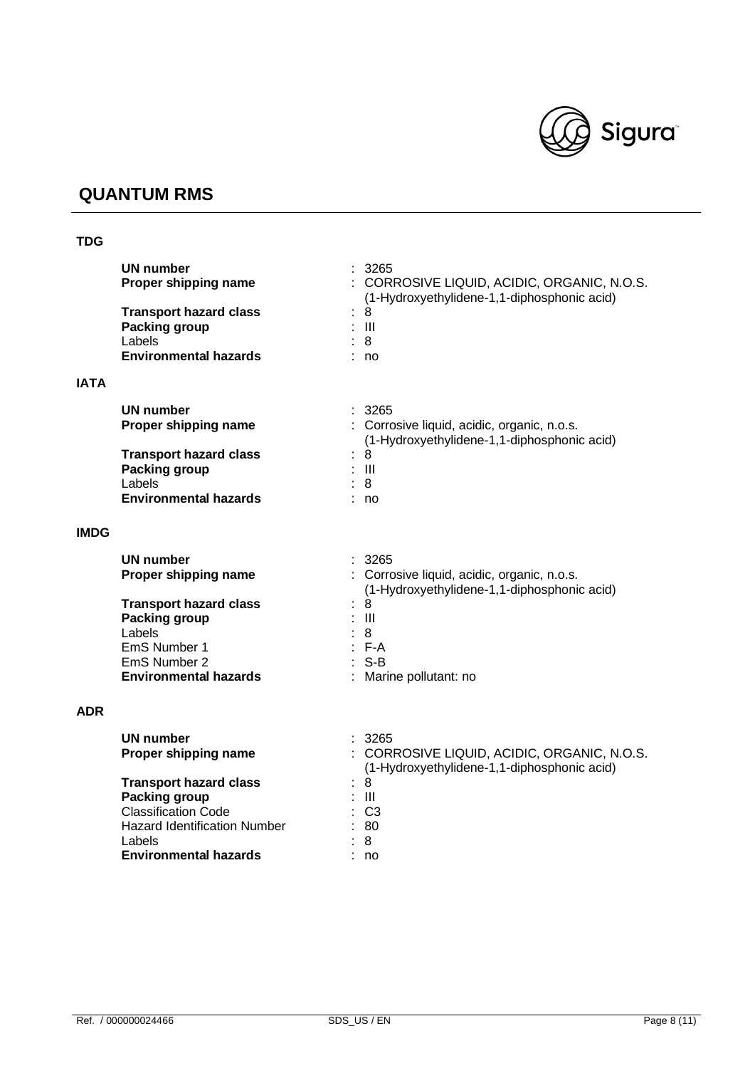## QUANTUM RMS

### TDG

| | |
|---|---|
| **UN number** | : 3265 |
| **Proper shipping name** | : CORROSIVE LIQUID, ACIDIC, ORGANIC, N.O.S. (1-Hydroxyethylidene-1,1-diphosphonic acid) |
| **Transport hazard class** | : 8 |
| **Packing group** | : III |
| Labels | : 8 |
| **Environmental hazards** | : no |

### IATA

| | |
|---|---|
| **UN number** | : 3265 |
| **Proper shipping name** | : Corrosive liquid, acidic, organic, n.o.s. (1-Hydroxyethylidene-1,1-diphosphonic acid) |
| **Transport hazard class** | : 8 |
| **Packing group** | : III |
| Labels | : 8 |
| **Environmental hazards** | : no |

### IMDG

| | |
|---|---|
| **UN number** | : 3265 |
| **Proper shipping name** | : Corrosive liquid, acidic, organic, n.o.s. (1-Hydroxyethylidene-1,1-diphosphonic acid) |
| **Transport hazard class** | : 8 |
| **Packing group** | : III |
| Labels | : 8 |
| EmS Number 1 | : F-A |
| EmS Number 2 | : S-B |
| **Environmental hazards** | : Marine pollutant: no |

### ADR

| | |
|---|---|
| **UN number** | : 3265 |
| **Proper shipping name** | : CORROSIVE LIQUID, ACIDIC, ORGANIC, N.O.S. (1-Hydroxyethylidene-1,1-diphosphonic acid) |
| **Transport hazard class** | : 8 |
| **Packing group** | : III |
| Classification Code | : C3 |
| Hazard Identification Number | : 80 |
| Labels | : 8 |
| **Environmental hazards** | : no |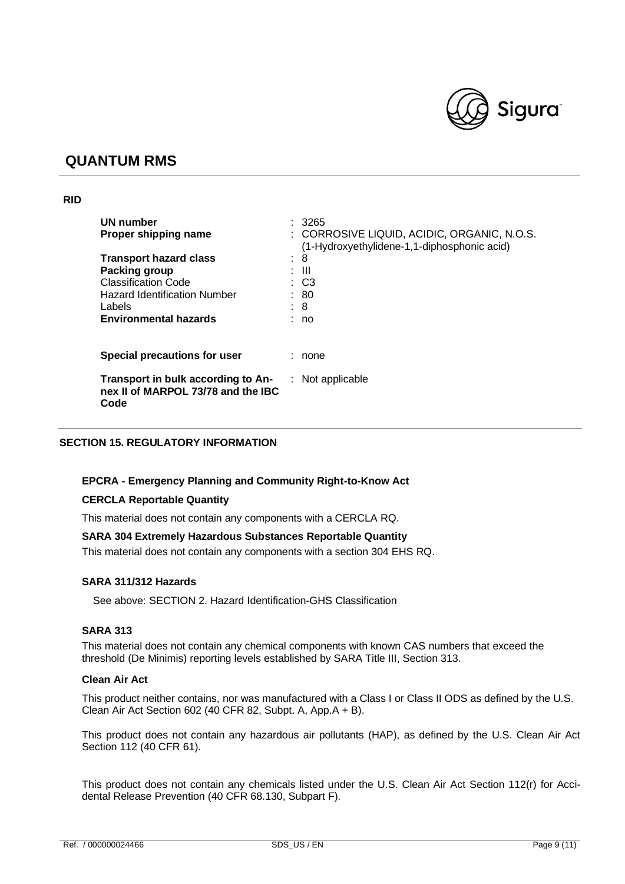**RID**

| | |
|---|---|
| **UN number** | : 3265 |
| **Proper shipping name** | : CORROSIVE LIQUID, ACIDIC, ORGANIC, N.O.S. (1-Hydroxyethylidene-1,1-diphosphonic acid) |
| **Transport hazard class** | : 8 |
| **Packing group** | : III |
| Classification Code | : C3 |
| Hazard Identification Number | : 80 |
| Labels | : 8 |
| **Environmental hazards** | : no |
| **Special precautions for user** | : none |
| **Transport in bulk according to Annex II of MARPOL 73/78 and the IBC Code** | : Not applicable |

## SECTION 15. REGULATORY INFORMATION

**EPCRA - Emergency Planning and Community Right-to-Know Act**

**CERCLA Reportable Quantity**

This material does not contain any components with a CERCLA RQ.

**SARA 304 Extremely Hazardous Substances Reportable Quantity**

This material does not contain any components with a section 304 EHS RQ.

**SARA 311/312 Hazards**

See above: SECTION 2. Hazard Identification-GHS Classification

**SARA 313**

This material does not contain any chemical components with known CAS numbers that exceed the threshold (De Minimis) reporting levels established by SARA Title III, Section 313.

**Clean Air Act**

This product neither contains, nor was manufactured with a Class I or Class II ODS as defined by the U.S. Clean Air Act Section 602 (40 CFR 82, Subpt. A, App.A + B).

This product does not contain any hazardous air pollutants (HAP), as defined by the U.S. Clean Air Act Section 112 (40 CFR 61).

This product does not contain any chemicals listed under the U.S. Clean Air Act Section 112(r) for Accidental Release Prevention (40 CFR 68.130, Subpart F).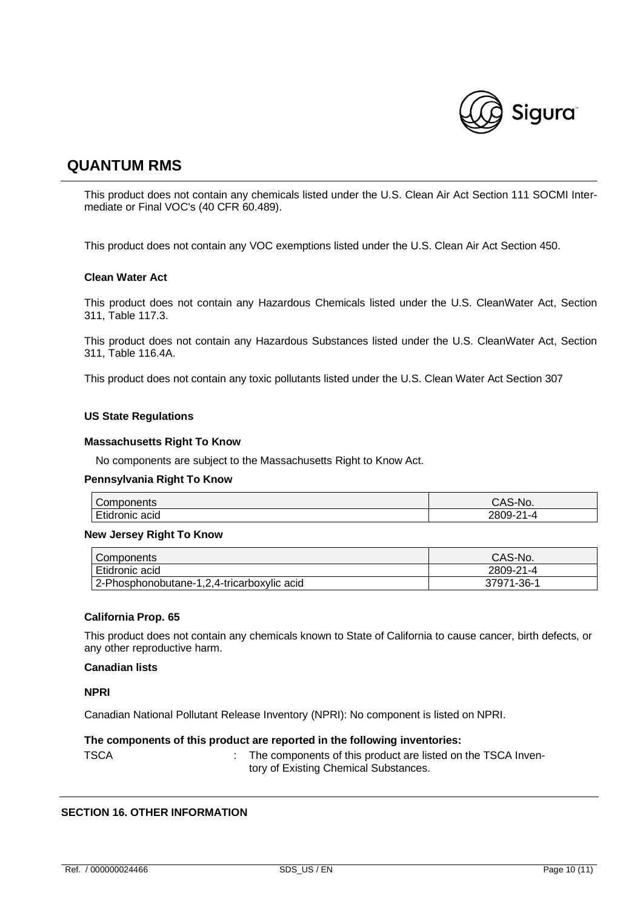This product does not contain any chemicals listed under the U.S. Clean Air Act Section 111 SOCMI Intermediate or Final VOC's (40 CFR 60.489).

This product does not contain any VOC exemptions listed under the U.S. Clean Air Act Section 450.

**Clean Water Act**

This product does not contain any Hazardous Chemicals listed under the U.S. CleanWater Act, Section 311, Table 117.3.

This product does not contain any Hazardous Substances listed under the U.S. CleanWater Act, Section 311, Table 116.4A.

This product does not contain any toxic pollutants listed under the U.S. Clean Water Act Section 307

**US State Regulations**

**Massachusetts Right To Know**

No components are subject to the Massachusetts Right to Know Act.

**Pennsylvania Right To Know**

| Components | CAS-No. |
|---|---|
| Etidronic acid | 2809-21-4 |

**New Jersey Right To Know**

| Components | CAS-No. |
|---|---|
| Etidronic acid | 2809-21-4 |
| 2-Phosphonobutane-1,2,4-tricarboxylic acid | 37971-36-1 |

**California Prop. 65**

This product does not contain any chemicals known to State of California to cause cancer, birth defects, or any other reproductive harm.

**Canadian lists**

**NPRI**

Canadian National Pollutant Release Inventory (NPRI): No component is listed on NPRI.

**The components of this product are reported in the following inventories:**

TSCA : The components of this product are listed on the TSCA Inventory of Existing Chemical Substances.

## SECTION 16. OTHER INFORMATION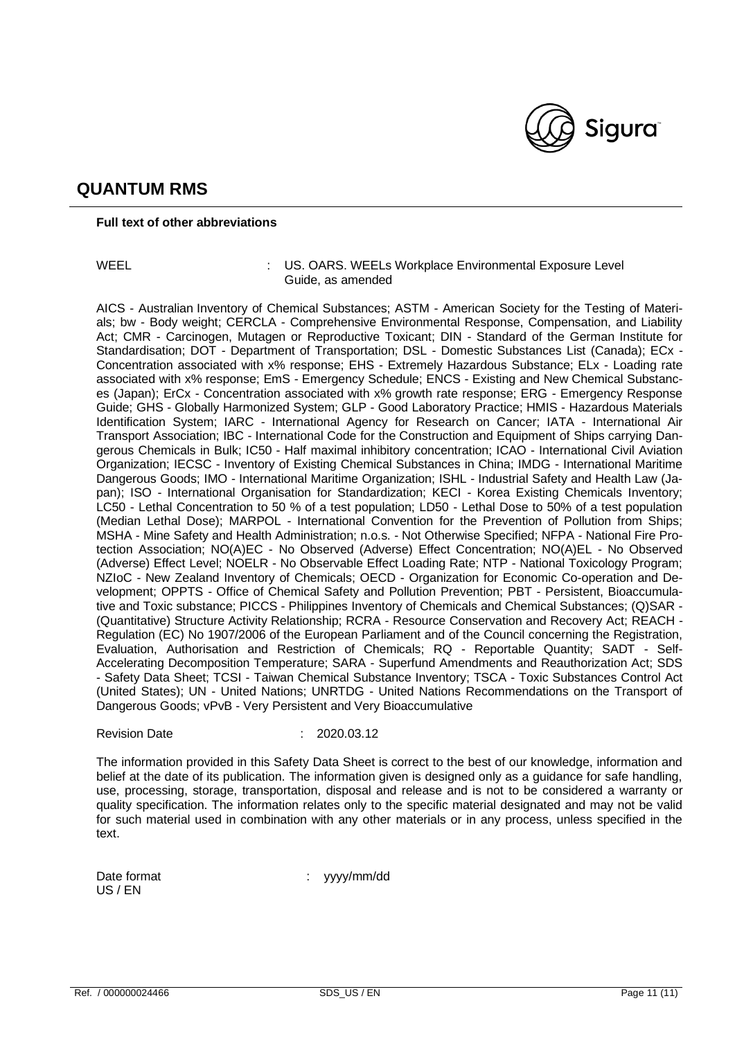# QUANTUM RMS

**Full text of other abbreviations**

WEEL : US. OARS. WEELs Workplace Environmental Exposure Level Guide, as amended

AICS - Australian Inventory of Chemical Substances; ASTM - American Society for the Testing of Materials; bw - Body weight; CERCLA - Comprehensive Environmental Response, Compensation, and Liability Act; CMR - Carcinogen, Mutagen or Reproductive Toxicant; DIN - Standard of the German Institute for Standardisation; DOT - Department of Transportation; DSL - Domestic Substances List (Canada); ECx - Concentration associated with x% response; EHS - Extremely Hazardous Substance; ELx - Loading rate associated with x% response; EmS - Emergency Schedule; ENCS - Existing and New Chemical Substances (Japan); ErCx - Concentration associated with x% growth rate response; ERG - Emergency Response Guide; GHS - Globally Harmonized System; GLP - Good Laboratory Practice; HMIS - Hazardous Materials Identification System; IARC - International Agency for Research on Cancer; IATA - International Air Transport Association; IBC - International Code for the Construction and Equipment of Ships carrying Dangerous Chemicals in Bulk; IC50 - Half maximal inhibitory concentration; ICAO - International Civil Aviation Organization; IECSC - Inventory of Existing Chemical Substances in China; IMDG - International Maritime Dangerous Goods; IMO - International Maritime Organization; ISHL - Industrial Safety and Health Law (Japan); ISO - International Organisation for Standardization; KECI - Korea Existing Chemicals Inventory; LC50 - Lethal Concentration to 50 % of a test population; LD50 - Lethal Dose to 50% of a test population (Median Lethal Dose); MARPOL - International Convention for the Prevention of Pollution from Ships; MSHA - Mine Safety and Health Administration; n.o.s. - Not Otherwise Specified; NFPA - National Fire Protection Association; NO(A)EC - No Observed (Adverse) Effect Concentration; NO(A)EL - No Observed (Adverse) Effect Level; NOELR - No Observable Effect Loading Rate; NTP - National Toxicology Program; NZIoC - New Zealand Inventory of Chemicals; OECD - Organization for Economic Co-operation and Development; OPPTS - Office of Chemical Safety and Pollution Prevention; PBT - Persistent, Bioaccumulative and Toxic substance; PICCS - Philippines Inventory of Chemicals and Chemical Substances; (Q)SAR - (Quantitative) Structure Activity Relationship; RCRA - Resource Conservation and Recovery Act; REACH - Regulation (EC) No 1907/2006 of the European Parliament and of the Council concerning the Registration, Evaluation, Authorisation and Restriction of Chemicals; RQ - Reportable Quantity; SADT - Self-Accelerating Decomposition Temperature; SARA - Superfund Amendments and Reauthorization Act; SDS - Safety Data Sheet; TCSI - Taiwan Chemical Substance Inventory; TSCA - Toxic Substances Control Act (United States); UN - United Nations; UNRTDG - United Nations Recommendations on the Transport of Dangerous Goods; vPvB - Very Persistent and Very Bioaccumulative

Revision Date : 2020.03.12

The information provided in this Safety Data Sheet is correct to the best of our knowledge, information and belief at the date of its publication. The information given is designed only as a guidance for safe handling, use, processing, storage, transportation, disposal and release and is not to be considered a warranty or quality specification. The information relates only to the specific material designated and may not be valid for such material used in combination with any other materials or in any process, unless specified in the text.

Date format : yyyy/mm/dd
US / EN